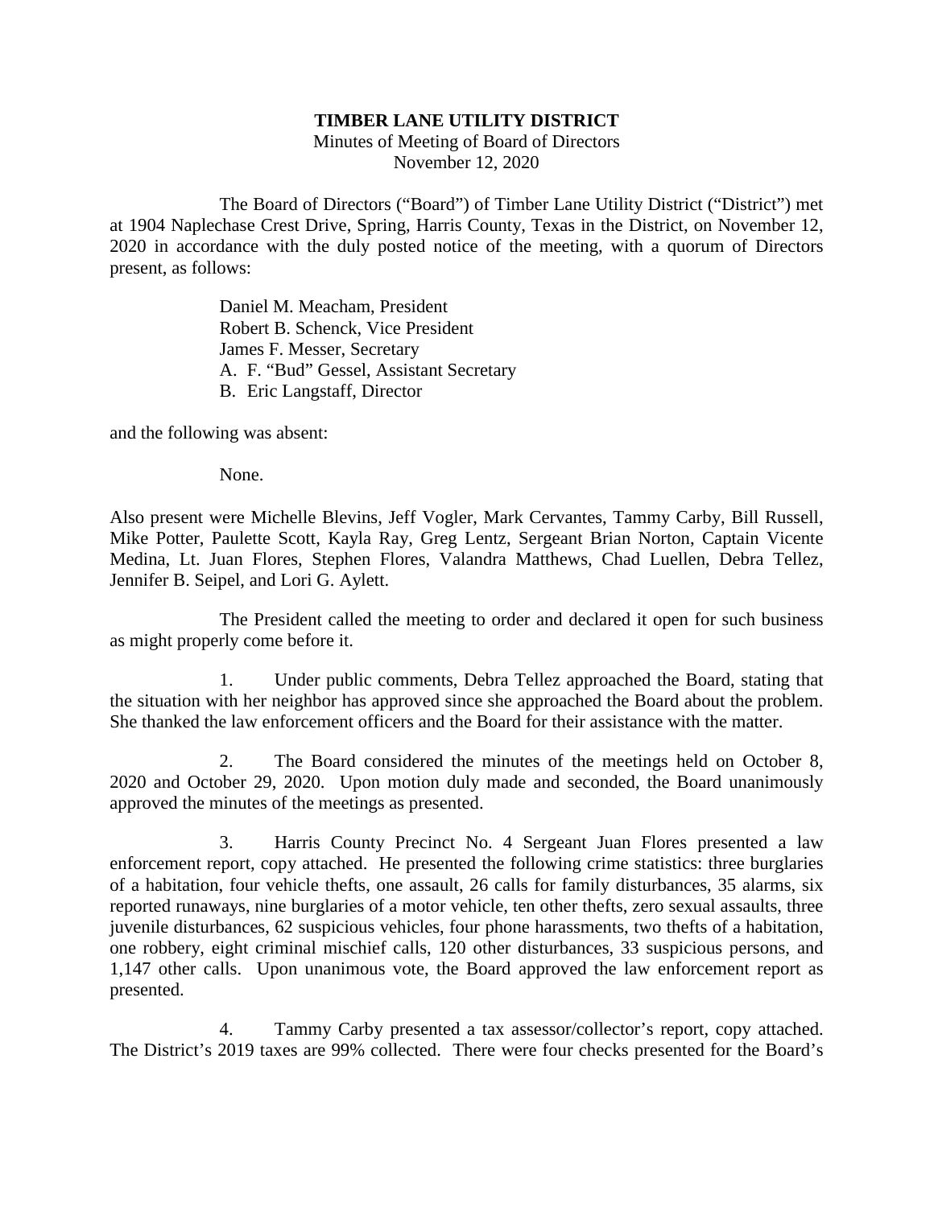**TIMBER LANE UTILITY DISTRICT**

Minutes of Meeting of Board of Directors
November 12, 2020

The Board of Directors ("Board") of Timber Lane Utility District ("District") met at 1904 Naplechase Crest Drive, Spring, Harris County, Texas in the District, on November 12, 2020 in accordance with the duly posted notice of the meeting, with a quorum of Directors present, as follows:

Daniel M. Meacham, President
Robert B. Schenck, Vice President
James F. Messer, Secretary
A. F. "Bud" Gessel, Assistant Secretary
B. Eric Langstaff, Director

and the following was absent:

None.

Also present were Michelle Blevins, Jeff Vogler, Mark Cervantes, Tammy Carby, Bill Russell, Mike Potter, Paulette Scott, Kayla Ray, Greg Lentz, Sergeant Brian Norton, Captain Vicente Medina, Lt. Juan Flores, Stephen Flores, Valandra Matthews, Chad Luellen, Debra Tellez, Jennifer B. Seipel, and Lori G. Aylett.

The President called the meeting to order and declared it open for such business as might properly come before it.

1. Under public comments, Debra Tellez approached the Board, stating that the situation with her neighbor has approved since she approached the Board about the problem. She thanked the law enforcement officers and the Board for their assistance with the matter.

2. The Board considered the minutes of the meetings held on October 8, 2020 and October 29, 2020. Upon motion duly made and seconded, the Board unanimously approved the minutes of the meetings as presented.

3. Harris County Precinct No. 4 Sergeant Juan Flores presented a law enforcement report, copy attached. He presented the following crime statistics: three burglaries of a habitation, four vehicle thefts, one assault, 26 calls for family disturbances, 35 alarms, six reported runaways, nine burglaries of a motor vehicle, ten other thefts, zero sexual assaults, three juvenile disturbances, 62 suspicious vehicles, four phone harassments, two thefts of a habitation, one robbery, eight criminal mischief calls, 120 other disturbances, 33 suspicious persons, and 1,147 other calls. Upon unanimous vote, the Board approved the law enforcement report as presented.

4. Tammy Carby presented a tax assessor/collector's report, copy attached. The District's 2019 taxes are 99% collected. There were four checks presented for the Board's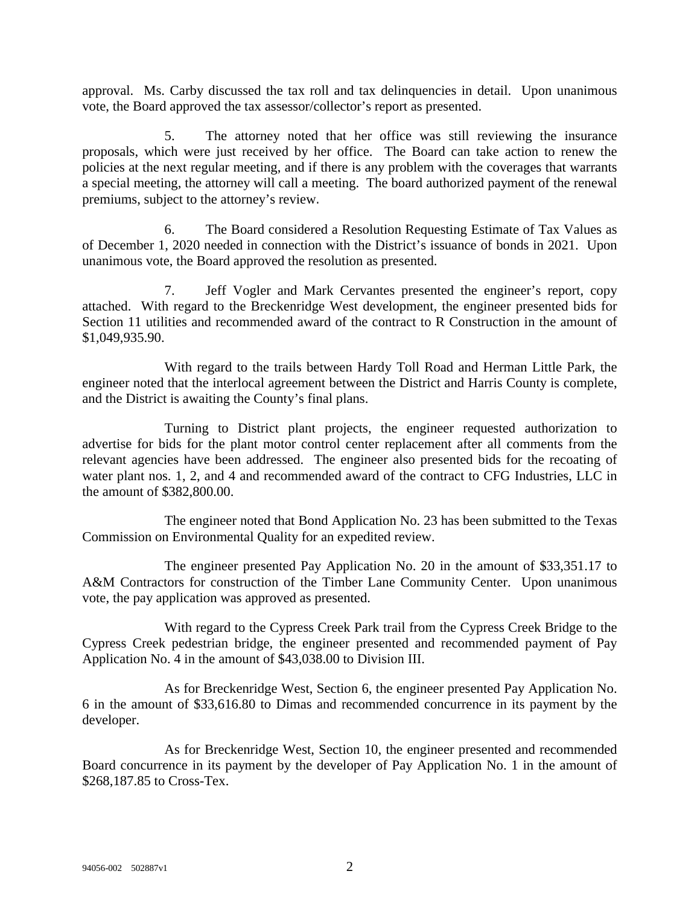approval. Ms. Carby discussed the tax roll and tax delinquencies in detail. Upon unanimous vote, the Board approved the tax assessor/collector's report as presented.

5. The attorney noted that her office was still reviewing the insurance proposals, which were just received by her office. The Board can take action to renew the policies at the next regular meeting, and if there is any problem with the coverages that warrants a special meeting, the attorney will call a meeting. The board authorized payment of the renewal premiums, subject to the attorney's review.

6. The Board considered a Resolution Requesting Estimate of Tax Values as of December 1, 2020 needed in connection with the District's issuance of bonds in 2021. Upon unanimous vote, the Board approved the resolution as presented.

7. Jeff Vogler and Mark Cervantes presented the engineer's report, copy attached. With regard to the Breckenridge West development, the engineer presented bids for Section 11 utilities and recommended award of the contract to R Construction in the amount of $1,049,935.90.

With regard to the trails between Hardy Toll Road and Herman Little Park, the engineer noted that the interlocal agreement between the District and Harris County is complete, and the District is awaiting the County's final plans.

Turning to District plant projects, the engineer requested authorization to advertise for bids for the plant motor control center replacement after all comments from the relevant agencies have been addressed. The engineer also presented bids for the recoating of water plant nos. 1, 2, and 4 and recommended award of the contract to CFG Industries, LLC in the amount of $382,800.00.

The engineer noted that Bond Application No. 23 has been submitted to the Texas Commission on Environmental Quality for an expedited review.

The engineer presented Pay Application No. 20 in the amount of $33,351.17 to A&M Contractors for construction of the Timber Lane Community Center. Upon unanimous vote, the pay application was approved as presented.

With regard to the Cypress Creek Park trail from the Cypress Creek Bridge to the Cypress Creek pedestrian bridge, the engineer presented and recommended payment of Pay Application No. 4 in the amount of $43,038.00 to Division III.

As for Breckenridge West, Section 6, the engineer presented Pay Application No. 6 in the amount of $33,616.80 to Dimas and recommended concurrence in its payment by the developer.

As for Breckenridge West, Section 10, the engineer presented and recommended Board concurrence in its payment by the developer of Pay Application No. 1 in the amount of $268,187.85 to Cross-Tex.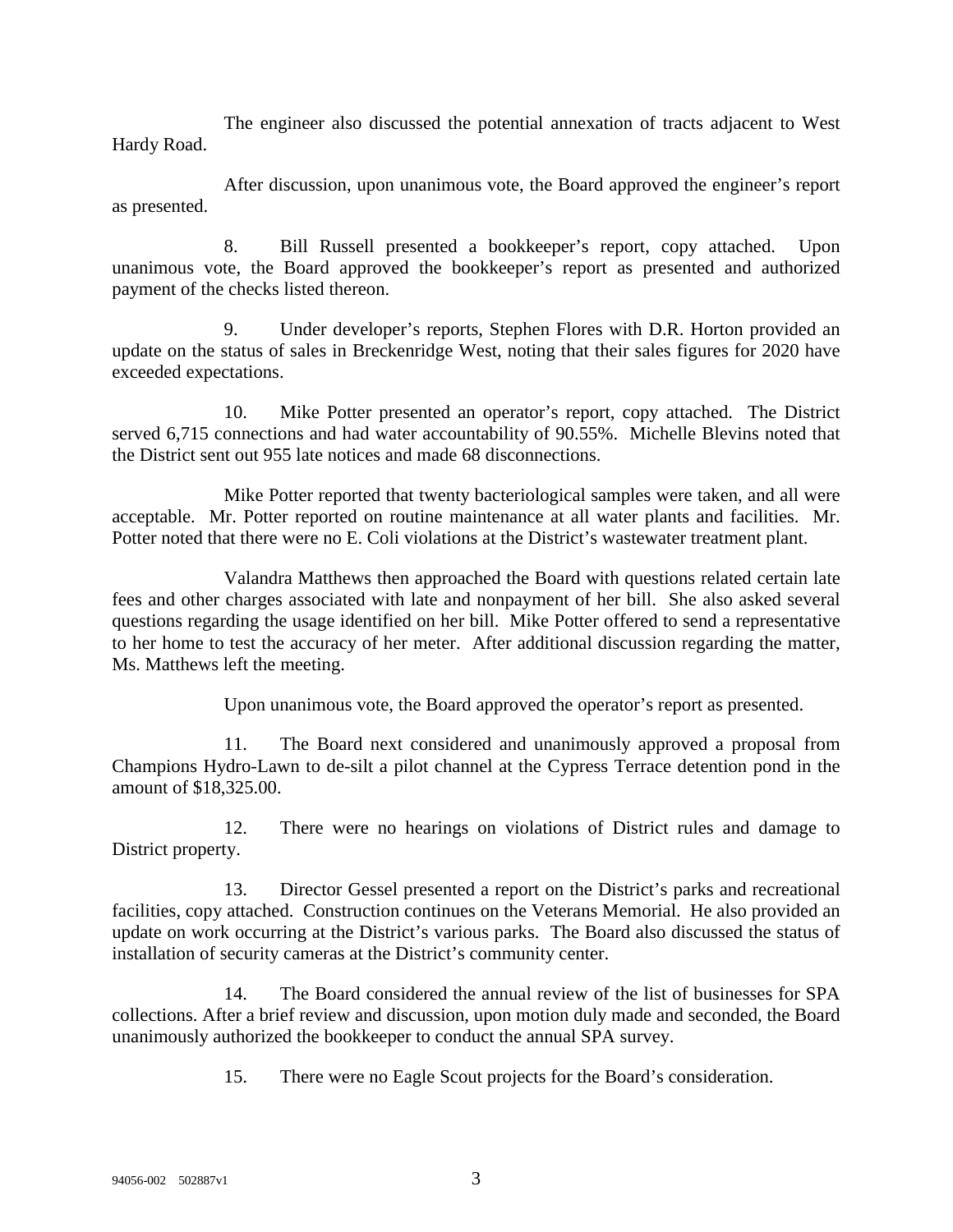The engineer also discussed the potential annexation of tracts adjacent to West Hardy Road.

After discussion, upon unanimous vote, the Board approved the engineer's report as presented.

8. Bill Russell presented a bookkeeper's report, copy attached. Upon unanimous vote, the Board approved the bookkeeper's report as presented and authorized payment of the checks listed thereon.

9. Under developer's reports, Stephen Flores with D.R. Horton provided an update on the status of sales in Breckenridge West, noting that their sales figures for 2020 have exceeded expectations.

10. Mike Potter presented an operator's report, copy attached. The District served 6,715 connections and had water accountability of 90.55%. Michelle Blevins noted that the District sent out 955 late notices and made 68 disconnections.

Mike Potter reported that twenty bacteriological samples were taken, and all were acceptable. Mr. Potter reported on routine maintenance at all water plants and facilities. Mr. Potter noted that there were no E. Coli violations at the District's wastewater treatment plant.

Valandra Matthews then approached the Board with questions related certain late fees and other charges associated with late and nonpayment of her bill. She also asked several questions regarding the usage identified on her bill. Mike Potter offered to send a representative to her home to test the accuracy of her meter. After additional discussion regarding the matter, Ms. Matthews left the meeting.

Upon unanimous vote, the Board approved the operator's report as presented.

11. The Board next considered and unanimously approved a proposal from Champions Hydro-Lawn to de-silt a pilot channel at the Cypress Terrace detention pond in the amount of $18,325.00.

12. There were no hearings on violations of District rules and damage to District property.

13. Director Gessel presented a report on the District's parks and recreational facilities, copy attached. Construction continues on the Veterans Memorial. He also provided an update on work occurring at the District's various parks. The Board also discussed the status of installation of security cameras at the District's community center.

14. The Board considered the annual review of the list of businesses for SPA collections. After a brief review and discussion, upon motion duly made and seconded, the Board unanimously authorized the bookkeeper to conduct the annual SPA survey.

15. There were no Eagle Scout projects for the Board's consideration.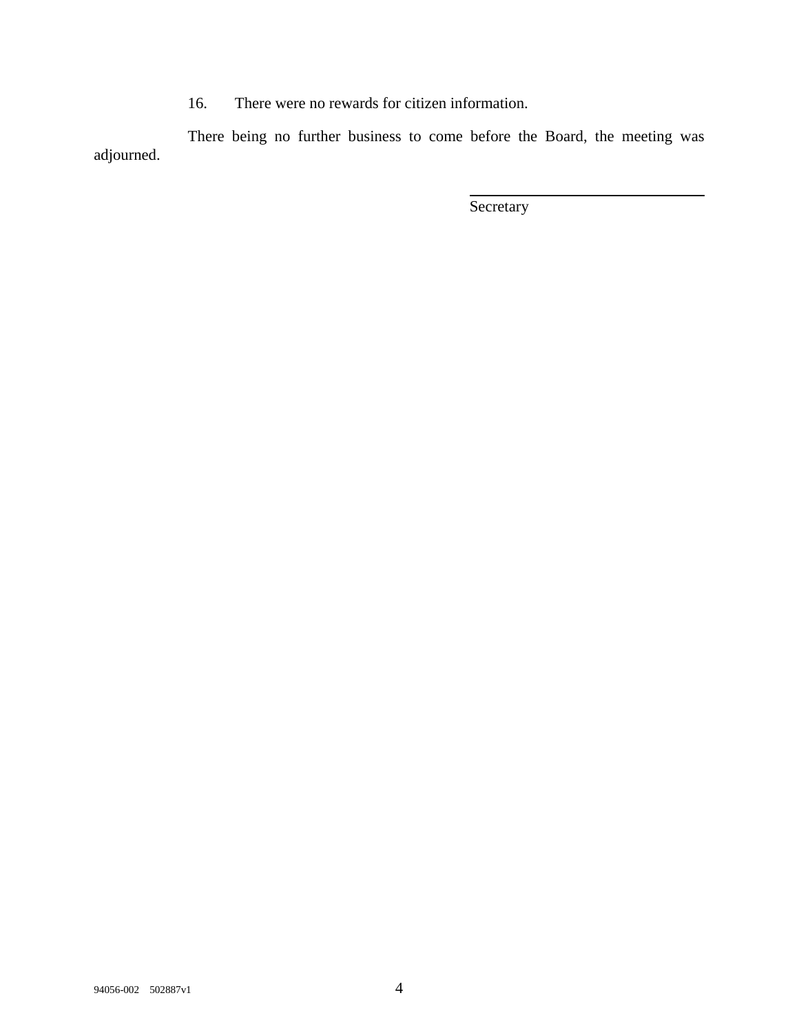16. There were no rewards for citizen information.

There being no further business to come before the Board, the meeting was adjourned.

\_\_\_\_\_\_\_\_\_\_\_\_\_\_\_\_\_\_\_\_\_\_\_\_\_\_\_\_\_\_

Secretary

94056-002 502887v1